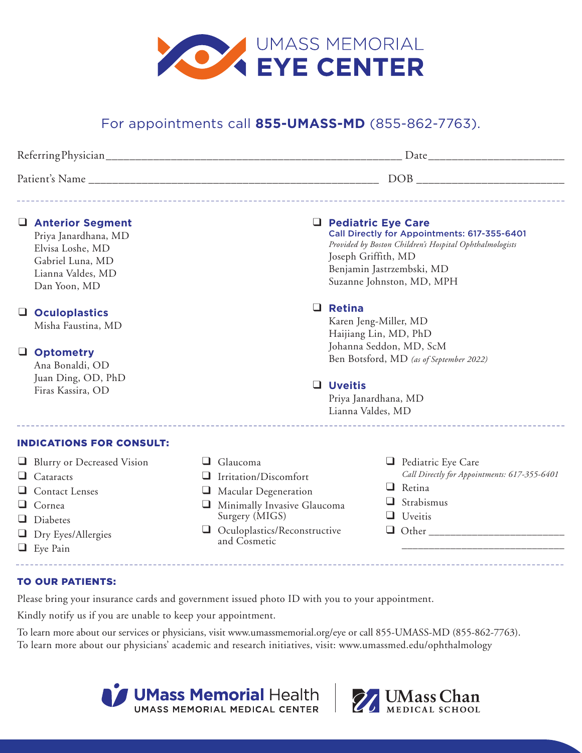# UMASS MEMORIAL EYE CENTER

For appointments call **855-UMASS-MD** (855-862-7763).

Referring Physician_______________________________________________ Date____________________

Patient's Name _____________________________________________ DOB ______________________

---

- ❑ **Anterior Segment**
  Priya Janardhana, MD
  Elvisa Loshe, MD
  Gabriel Luna, MD
  Lianna Valdes, MD
  Dan Yoon, MD

- ❑ **Oculoplastics**
  Misha Faustina, MD

- ❑ **Optometry**
  Ana Bonaldi, OD
  Juan Ding, OD, PhD
  Firas Kassira, OD

- ❑ **Pediatric Eye Care**
  Call Directly for Appointments: 617-355-6401
  *Provided by Boston Children's Hospital Ophthalmologists*
  Joseph Griffith, MD
  Benjamin Jastrzembski, MD
  Suzanne Johnston, MD, MPH

- ❑ **Retina**
  Karen Jeng-Miller, MD
  Haijiang Lin, MD, PhD
  Johanna Seddon, MD, ScM
  Ben Botsford, MD *(as of September 2022)*

- ❑ **Uveitis**
  Priya Janardhana, MD
  Lianna Valdes, MD

---

## INDICATIONS FOR CONSULT:

- ❑ Blurry or Decreased Vision
- ❑ Cataracts
- ❑ Contact Lenses
- ❑ Cornea
- ❑ Diabetes
- ❑ Dry Eyes/Allergies
- ❑ Eye Pain
- ❑ Glaucoma
- ❑ Irritation/Discomfort
- ❑ Macular Degeneration
- ❑ Minimally Invasive Glaucoma Surgery (MIGS)
- ❑ Oculoplastics/Reconstructive and Cosmetic
- ❑ Pediatric Eye Care
  *Call Directly for Appointments: 617-355-6401*
- ❑ Retina
- ❑ Strabismus
- ❑ Uveitis
- ❑ Other ________________________
  ______________________________

---

## TO OUR PATIENTS:

Please bring your insurance cards and government issued photo ID with you to your appointment.

Kindly notify us if you are unable to keep your appointment.

To learn more about our services or physicians, visit www.umassmemorial.org/eye or call 855-UMASS-MD (855-862-7763).
To learn more about our physicians' academic and research initiatives, visit: www.umassmed.edu/ophthalmology

UMass Memorial Health — UMASS MEMORIAL MEDICAL CENTER | UMass Chan MEDICAL SCHOOL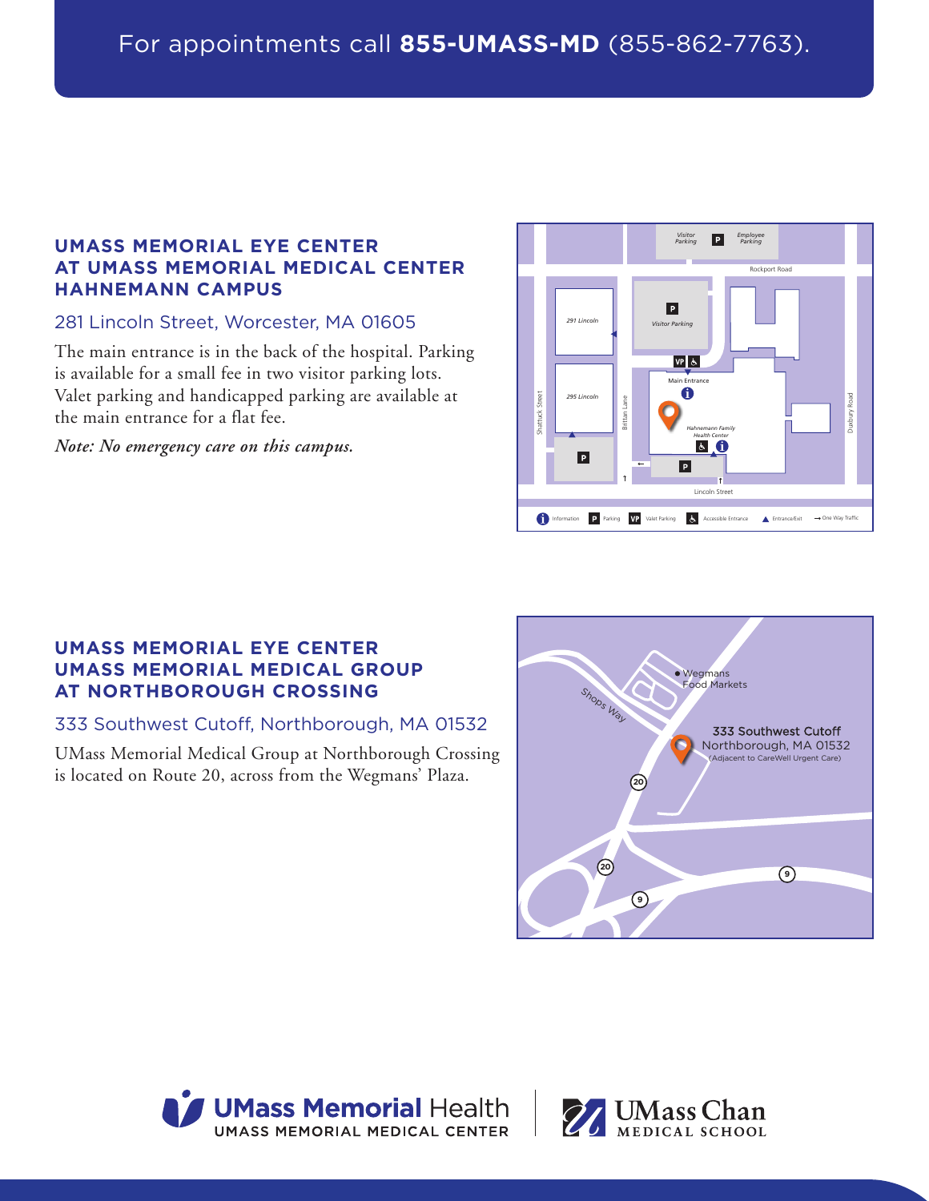For appointments call **855-UMASS-MD** (855-862-7763).

## UMASS MEMORIAL EYE CENTER AT UMASS MEMORIAL MEDICAL CENTER HAHNEMANN CAMPUS

281 Lincoln Street, Worcester, MA 01605

The main entrance is in the back of the hospital. Parking is available for a small fee in two visitor parking lots. Valet parking and handicapped parking are available at the main entrance for a flat fee.

*Note: No emergency care on this campus.*

Visitor Parking
P
Employee Parking
Rockport Road
291 Lincoln
P
Visitor Parking
VP
295 Lincoln
Main Entrance
Shattuck Street
Bittan Lane
Hahnemann Family Health Center
Duxbury Road
P
P
Lincoln Street
Information
Parking
Valet Parking
Accessible Entrance
Entrance/Exit
One Way Traffic

## UMASS MEMORIAL EYE CENTER UMASS MEMORIAL MEDICAL GROUP AT NORTHBOROUGH CROSSING

333 Southwest Cutoff, Northborough, MA 01532

UMass Memorial Medical Group at Northborough Crossing is located on Route 20, across from the Wegmans' Plaza.

Wegmans Food Markets
Shops Way
333 Southwest Cutoff
Northborough, MA 01532
(Adjacent to CareWell Urgent Care)
20
20
9
9

UMass Memorial Health
UMASS MEMORIAL MEDICAL CENTER

UMass Chan
MEDICAL SCHOOL